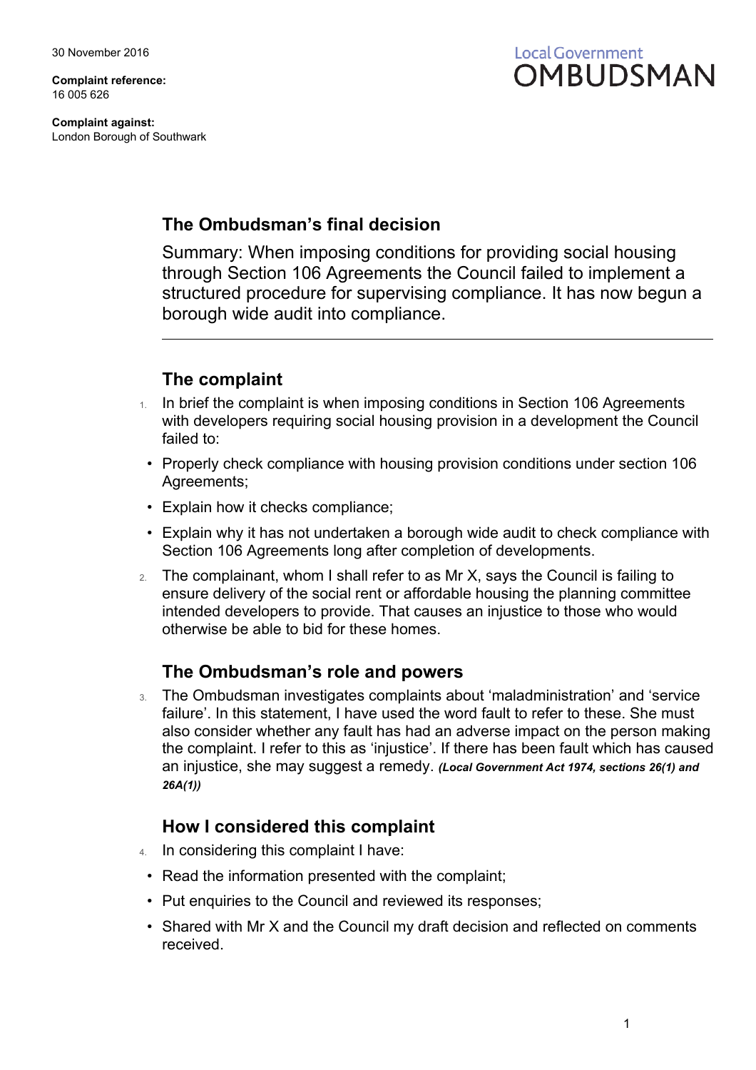30 November 2016

**Complaint reference:**
16 005 626

**Complaint against:**
London Borough of Southwark

Local Government
OMBUDSMAN

## The Ombudsman's final decision

Summary: When imposing conditions for providing social housing through Section 106 Agreements the Council failed to implement a structured procedure for supervising compliance. It has now begun a borough wide audit into compliance.

---

## The complaint

1. In brief the complaint is when imposing conditions in Section 106 Agreements with developers requiring social housing provision in a development the Council failed to:
   - Properly check compliance with housing provision conditions under section 106 Agreements;
   - Explain how it checks compliance;
   - Explain why it has not undertaken a borough wide audit to check compliance with Section 106 Agreements long after completion of developments.
2. The complainant, whom I shall refer to as Mr X, says the Council is failing to ensure delivery of the social rent or affordable housing the planning committee intended developers to provide. That causes an injustice to those who would otherwise be able to bid for these homes.

## The Ombudsman's role and powers

3. The Ombudsman investigates complaints about 'maladministration' and 'service failure'. In this statement, I have used the word fault to refer to these. She must also consider whether any fault has had an adverse impact on the person making the complaint. I refer to this as 'injustice'. If there has been fault which has caused an injustice, she may suggest a remedy. ***(Local Government Act 1974, sections 26(1) and 26A(1))***

## How I considered this complaint

4. In considering this complaint I have:
   - Read the information presented with the complaint;
   - Put enquiries to the Council and reviewed its responses;
   - Shared with Mr X and the Council my draft decision and reflected on comments received.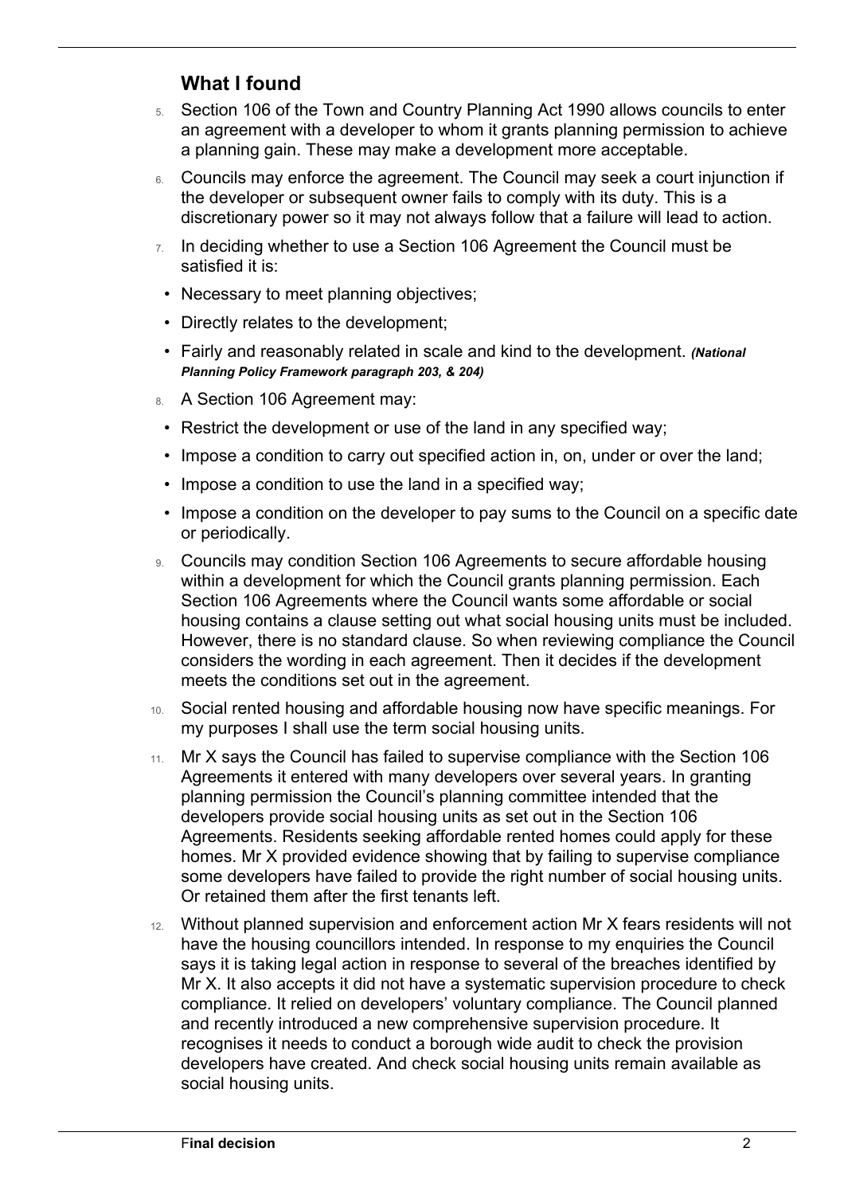## What I found

5. Section 106 of the Town and Country Planning Act 1990 allows councils to enter an agreement with a developer to whom it grants planning permission to achieve a planning gain. These may make a development more acceptable.

6. Councils may enforce the agreement. The Council may seek a court injunction if the developer or subsequent owner fails to comply with its duty. This is a discretionary power so it may not always follow that a failure will lead to action.

7. In deciding whether to use a Section 106 Agreement the Council must be satisfied it is:
   - Necessary to meet planning objectives;
   - Directly relates to the development;
   - Fairly and reasonably related in scale and kind to the development. ***(National Planning Policy Framework paragraph 203, & 204)***

8. A Section 106 Agreement may:
   - Restrict the development or use of the land in any specified way;
   - Impose a condition to carry out specified action in, on, under or over the land;
   - Impose a condition to use the land in a specified way;
   - Impose a condition on the developer to pay sums to the Council on a specific date or periodically.

9. Councils may condition Section 106 Agreements to secure affordable housing within a development for which the Council grants planning permission. Each Section 106 Agreements where the Council wants some affordable or social housing contains a clause setting out what social housing units must be included. However, there is no standard clause. So when reviewing compliance the Council considers the wording in each agreement. Then it decides if the development meets the conditions set out in the agreement.

10. Social rented housing and affordable housing now have specific meanings. For my purposes I shall use the term social housing units.

11. Mr X says the Council has failed to supervise compliance with the Section 106 Agreements it entered with many developers over several years. In granting planning permission the Council's planning committee intended that the developers provide social housing units as set out in the Section 106 Agreements. Residents seeking affordable rented homes could apply for these homes. Mr X provided evidence showing that by failing to supervise compliance some developers have failed to provide the right number of social housing units. Or retained them after the first tenants left.

12. Without planned supervision and enforcement action Mr X fears residents will not have the housing councillors intended. In response to my enquiries the Council says it is taking legal action in response to several of the breaches identified by Mr X. It also accepts it did not have a systematic supervision procedure to check compliance. It relied on developers' voluntary compliance. The Council planned and recently introduced a new comprehensive supervision procedure. It recognises it needs to conduct a borough wide audit to check the provision developers have created. And check social housing units remain available as social housing units.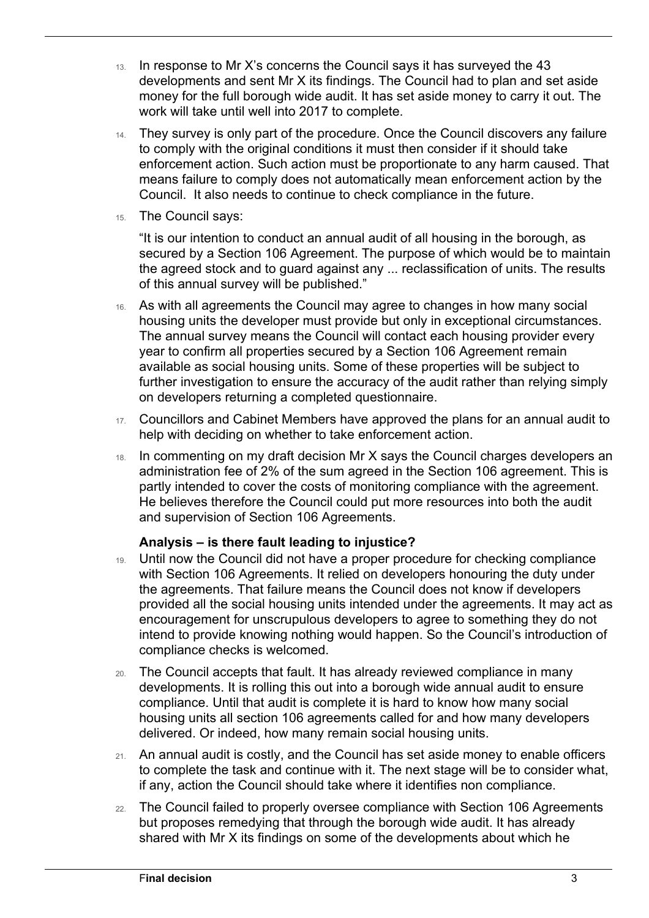13. In response to Mr X's concerns the Council says it has surveyed the 43 developments and sent Mr X its findings. The Council had to plan and set aside money for the full borough wide audit. It has set aside money to carry it out. The work will take until well into 2017 to complete.

14. They survey is only part of the procedure. Once the Council discovers any failure to comply with the original conditions it must then consider if it should take enforcement action. Such action must be proportionate to any harm caused. That means failure to comply does not automatically mean enforcement action by the Council. It also needs to continue to check compliance in the future.

15. The Council says:

    "It is our intention to conduct an annual audit of all housing in the borough, as secured by a Section 106 Agreement. The purpose of which would be to maintain the agreed stock and to guard against any ... reclassification of units. The results of this annual survey will be published."

16. As with all agreements the Council may agree to changes in how many social housing units the developer must provide but only in exceptional circumstances. The annual survey means the Council will contact each housing provider every year to confirm all properties secured by a Section 106 Agreement remain available as social housing units. Some of these properties will be subject to further investigation to ensure the accuracy of the audit rather than relying simply on developers returning a completed questionnaire.

17. Councillors and Cabinet Members have approved the plans for an annual audit to help with deciding on whether to take enforcement action.

18. In commenting on my draft decision Mr X says the Council charges developers an administration fee of 2% of the sum agreed in the Section 106 agreement. This is partly intended to cover the costs of monitoring compliance with the agreement. He believes therefore the Council could put more resources into both the audit and supervision of Section 106 Agreements.

### Analysis – is there fault leading to injustice?

19. Until now the Council did not have a proper procedure for checking compliance with Section 106 Agreements. It relied on developers honouring the duty under the agreements. That failure means the Council does not know if developers provided all the social housing units intended under the agreements. It may act as encouragement for unscrupulous developers to agree to something they do not intend to provide knowing nothing would happen. So the Council's introduction of compliance checks is welcomed.

20. The Council accepts that fault. It has already reviewed compliance in many developments. It is rolling this out into a borough wide annual audit to ensure compliance. Until that audit is complete it is hard to know how many social housing units all section 106 agreements called for and how many developers delivered. Or indeed, how many remain social housing units.

21. An annual audit is costly, and the Council has set aside money to enable officers to complete the task and continue with it. The next stage will be to consider what, if any, action the Council should take where it identifies non compliance.

22. The Council failed to properly oversee compliance with Section 106 Agreements but proposes remedying that through the borough wide audit. It has already shared with Mr X its findings on some of the developments about which he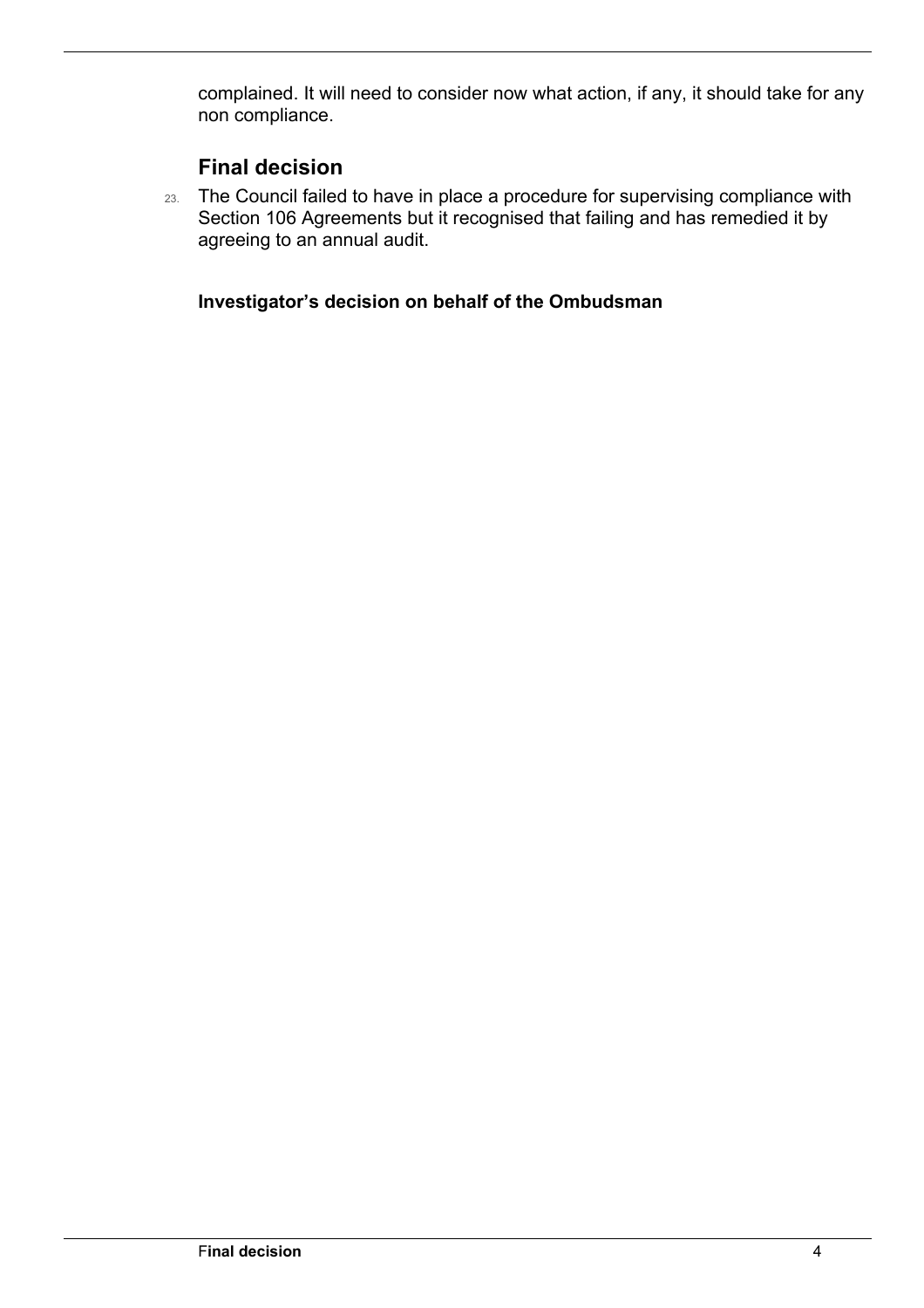complained. It will need to consider now what action, if any, it should take for any non compliance.

## Final decision

23. The Council failed to have in place a procedure for supervising compliance with Section 106 Agreements but it recognised that failing and has remedied it by agreeing to an annual audit.

**Investigator's decision on behalf of the Ombudsman**